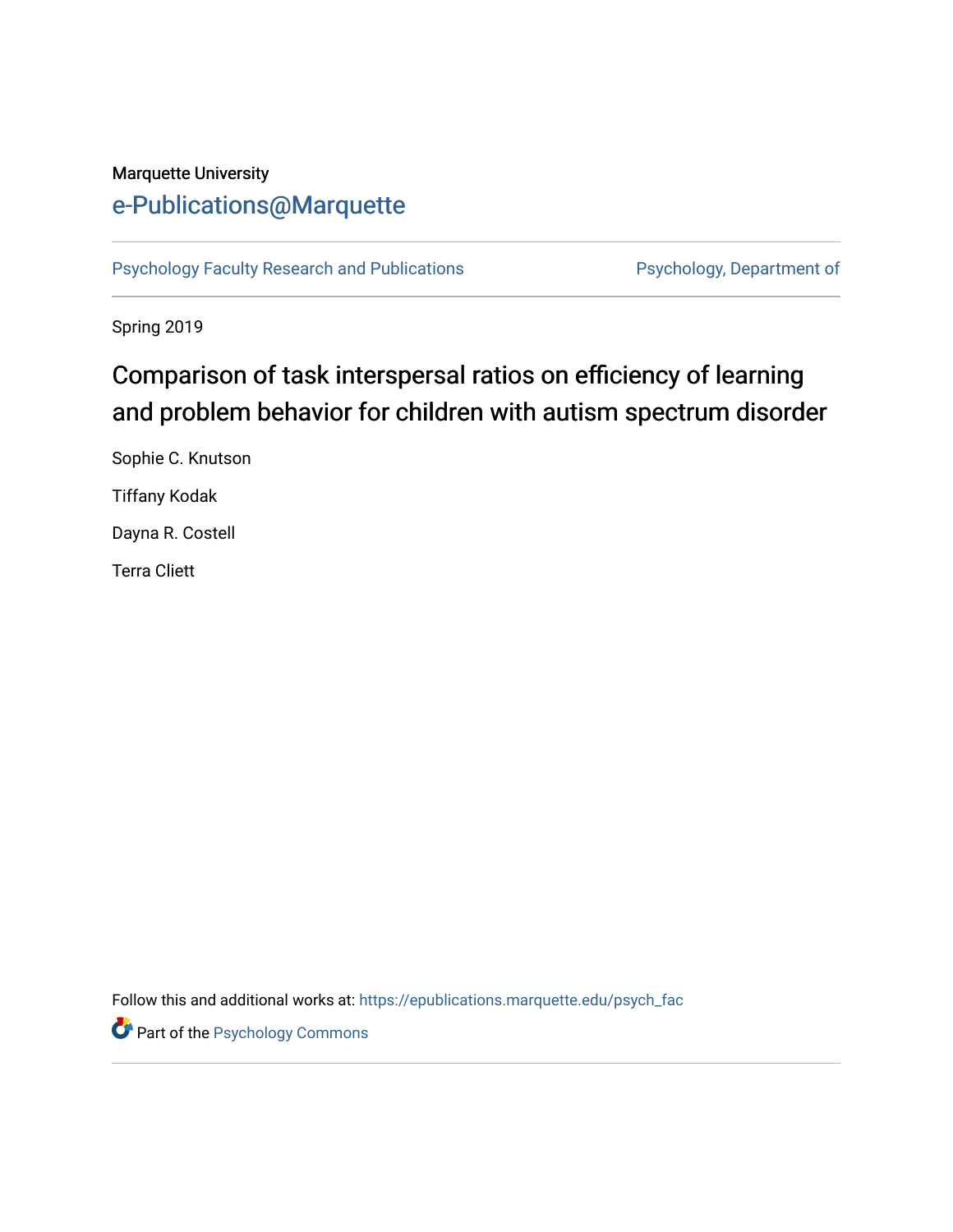Marquette University

e-Publications@Marquette

Psychology Faculty Research and Publications

Psychology, Department of

Spring 2019

# Comparison of task interspersal ratios on efficiency of learning and problem behavior for children with autism spectrum disorder

Sophie C. Knutson

Tiffany Kodak

Dayna R. Costell

Terra Cliett

Follow this and additional works at: https://epublications.marquette.edu/psych_fac

Part of the Psychology Commons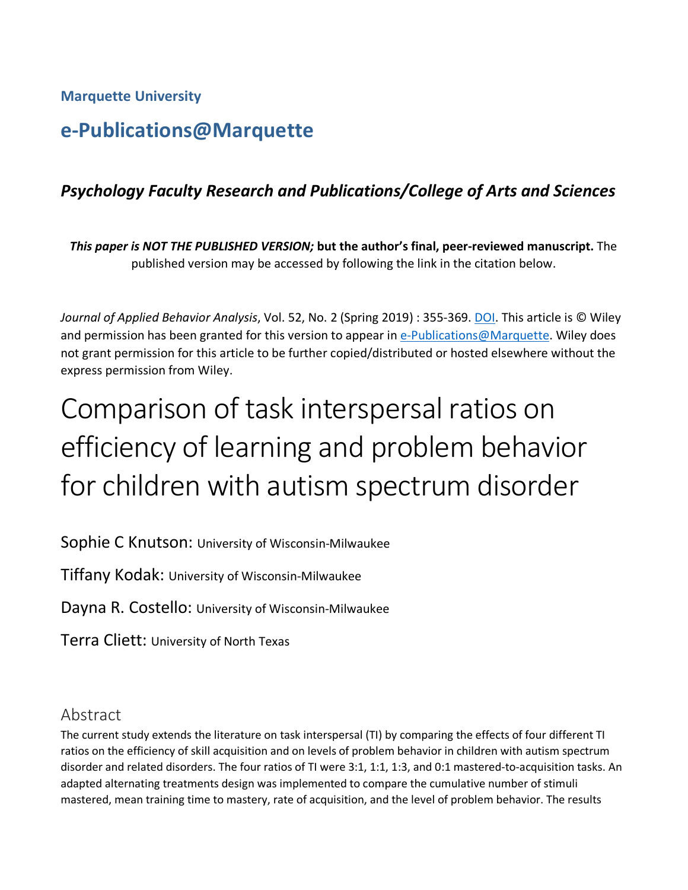**Marquette University**

# e-Publications@Marquette

## *Psychology Faculty Research and Publications/College of Arts and Sciences*

***This paper is NOT THE PUBLISHED VERSION;* but the author's final, peer-reviewed manuscript.** The published version may be accessed by following the link in the citation below.

*Journal of Applied Behavior Analysis*, Vol. 52, No. 2 (Spring 2019) : 355-369. DOI. This article is © Wiley and permission has been granted for this version to appear in e-Publications@Marquette. Wiley does not grant permission for this article to be further copied/distributed or hosted elsewhere without the express permission from Wiley.

# Comparison of task interspersal ratios on efficiency of learning and problem behavior for children with autism spectrum disorder

Sophie C Knutson: University of Wisconsin-Milwaukee

Tiffany Kodak: University of Wisconsin-Milwaukee

Dayna R. Costello: University of Wisconsin-Milwaukee

Terra Cliett: University of North Texas

## Abstract

The current study extends the literature on task interspersal (TI) by comparing the effects of four different TI ratios on the efficiency of skill acquisition and on levels of problem behavior in children with autism spectrum disorder and related disorders. The four ratios of TI were 3:1, 1:1, 1:3, and 0:1 mastered-to-acquisition tasks. An adapted alternating treatments design was implemented to compare the cumulative number of stimuli mastered, mean training time to mastery, rate of acquisition, and the level of problem behavior. The results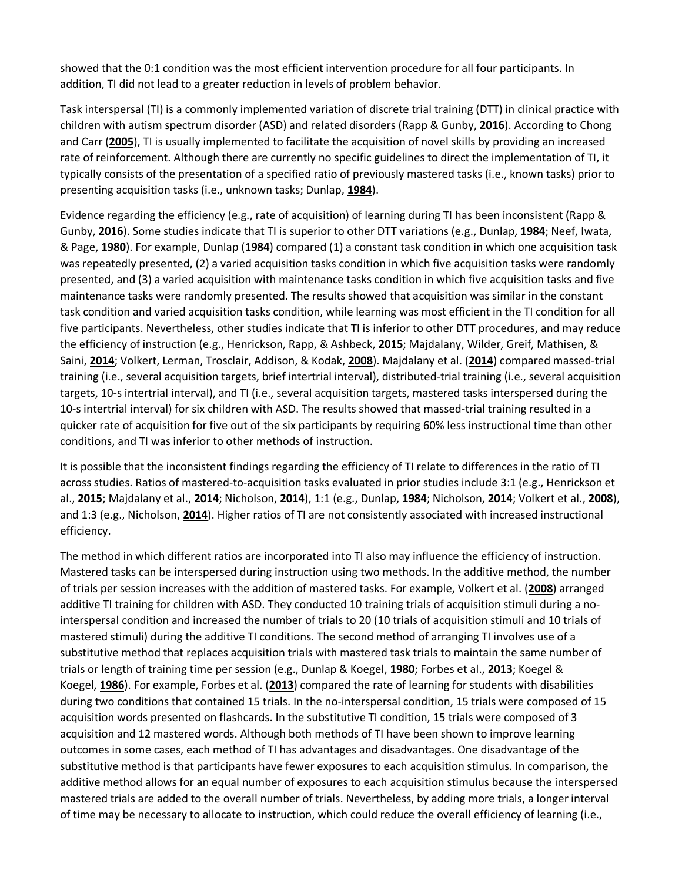showed that the 0:1 condition was the most efficient intervention procedure for all four participants. In addition, TI did not lead to a greater reduction in levels of problem behavior.

Task interspersal (TI) is a commonly implemented variation of discrete trial training (DTT) in clinical practice with children with autism spectrum disorder (ASD) and related disorders (Rapp & Gunby, **2016**). According to Chong and Carr (**2005**), TI is usually implemented to facilitate the acquisition of novel skills by providing an increased rate of reinforcement. Although there are currently no specific guidelines to direct the implementation of TI, it typically consists of the presentation of a specified ratio of previously mastered tasks (i.e., known tasks) prior to presenting acquisition tasks (i.e., unknown tasks; Dunlap, **1984**).

Evidence regarding the efficiency (e.g., rate of acquisition) of learning during TI has been inconsistent (Rapp & Gunby, **2016**). Some studies indicate that TI is superior to other DTT variations (e.g., Dunlap, **1984**; Neef, Iwata, & Page, **1980**). For example, Dunlap (**1984**) compared (1) a constant task condition in which one acquisition task was repeatedly presented, (2) a varied acquisition tasks condition in which five acquisition tasks were randomly presented, and (3) a varied acquisition with maintenance tasks condition in which five acquisition tasks and five maintenance tasks were randomly presented. The results showed that acquisition was similar in the constant task condition and varied acquisition tasks condition, while learning was most efficient in the TI condition for all five participants. Nevertheless, other studies indicate that TI is inferior to other DTT procedures, and may reduce the efficiency of instruction (e.g., Henrickson, Rapp, & Ashbeck, **2015**; Majdalany, Wilder, Greif, Mathisen, & Saini, **2014**; Volkert, Lerman, Trosclair, Addison, & Kodak, **2008**). Majdalany et al. (**2014**) compared massed-trial training (i.e., several acquisition targets, brief intertrial interval), distributed-trial training (i.e., several acquisition targets, 10-s intertrial interval), and TI (i.e., several acquisition targets, mastered tasks interspersed during the 10-s intertrial interval) for six children with ASD. The results showed that massed-trial training resulted in a quicker rate of acquisition for five out of the six participants by requiring 60% less instructional time than other conditions, and TI was inferior to other methods of instruction.

It is possible that the inconsistent findings regarding the efficiency of TI relate to differences in the ratio of TI across studies. Ratios of mastered-to-acquisition tasks evaluated in prior studies include 3:1 (e.g., Henrickson et al., **2015**; Majdalany et al., **2014**; Nicholson, **2014**), 1:1 (e.g., Dunlap, **1984**; Nicholson, **2014**; Volkert et al., **2008**), and 1:3 (e.g., Nicholson, **2014**). Higher ratios of TI are not consistently associated with increased instructional efficiency.

The method in which different ratios are incorporated into TI also may influence the efficiency of instruction. Mastered tasks can be interspersed during instruction using two methods. In the additive method, the number of trials per session increases with the addition of mastered tasks. For example, Volkert et al. (**2008**) arranged additive TI training for children with ASD. They conducted 10 training trials of acquisition stimuli during a no-interspersal condition and increased the number of trials to 20 (10 trials of acquisition stimuli and 10 trials of mastered stimuli) during the additive TI conditions. The second method of arranging TI involves use of a substitutive method that replaces acquisition trials with mastered task trials to maintain the same number of trials or length of training time per session (e.g., Dunlap & Koegel, **1980**; Forbes et al., **2013**; Koegel & Koegel, **1986**). For example, Forbes et al. (**2013**) compared the rate of learning for students with disabilities during two conditions that contained 15 trials. In the no-interspersal condition, 15 trials were composed of 15 acquisition words presented on flashcards. In the substitutive TI condition, 15 trials were composed of 3 acquisition and 12 mastered words. Although both methods of TI have been shown to improve learning outcomes in some cases, each method of TI has advantages and disadvantages. One disadvantage of the substitutive method is that participants have fewer exposures to each acquisition stimulus. In comparison, the additive method allows for an equal number of exposures to each acquisition stimulus because the interspersed mastered trials are added to the overall number of trials. Nevertheless, by adding more trials, a longer interval of time may be necessary to allocate to instruction, which could reduce the overall efficiency of learning (i.e.,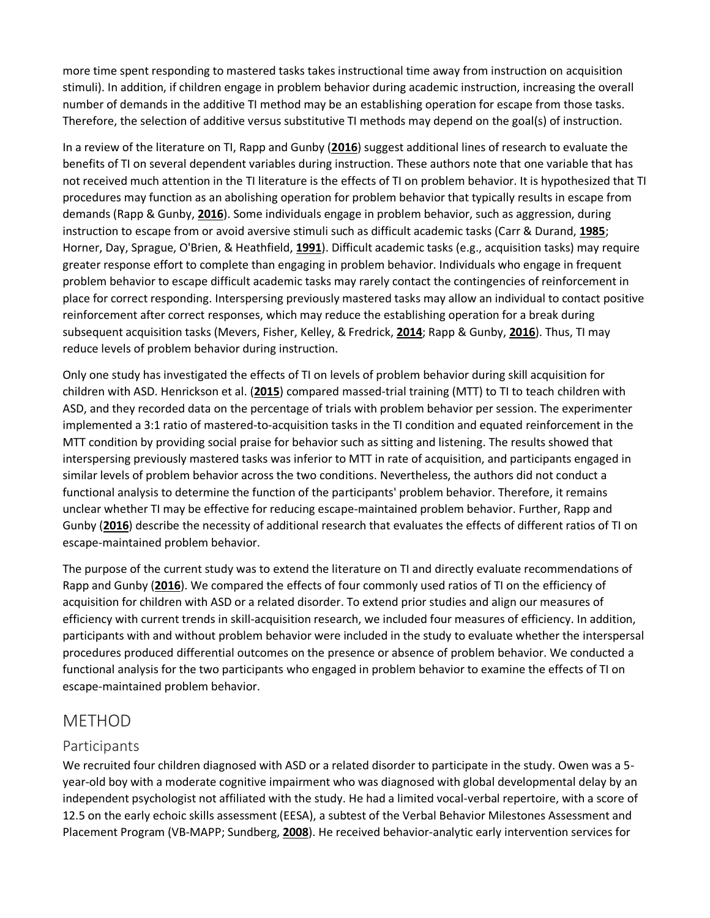more time spent responding to mastered tasks takes instructional time away from instruction on acquisition stimuli). In addition, if children engage in problem behavior during academic instruction, increasing the overall number of demands in the additive TI method may be an establishing operation for escape from those tasks. Therefore, the selection of additive versus substitutive TI methods may depend on the goal(s) of instruction.

In a review of the literature on TI, Rapp and Gunby (**2016**) suggest additional lines of research to evaluate the benefits of TI on several dependent variables during instruction. These authors note that one variable that has not received much attention in the TI literature is the effects of TI on problem behavior. It is hypothesized that TI procedures may function as an abolishing operation for problem behavior that typically results in escape from demands (Rapp & Gunby, **2016**). Some individuals engage in problem behavior, such as aggression, during instruction to escape from or avoid aversive stimuli such as difficult academic tasks (Carr & Durand, **1985**; Horner, Day, Sprague, O'Brien, & Heathfield, **1991**). Difficult academic tasks (e.g., acquisition tasks) may require greater response effort to complete than engaging in problem behavior. Individuals who engage in frequent problem behavior to escape difficult academic tasks may rarely contact the contingencies of reinforcement in place for correct responding. Interspersing previously mastered tasks may allow an individual to contact positive reinforcement after correct responses, which may reduce the establishing operation for a break during subsequent acquisition tasks (Mevers, Fisher, Kelley, & Fredrick, **2014**; Rapp & Gunby, **2016**). Thus, TI may reduce levels of problem behavior during instruction.

Only one study has investigated the effects of TI on levels of problem behavior during skill acquisition for children with ASD. Henrickson et al. (**2015**) compared massed-trial training (MTT) to TI to teach children with ASD, and they recorded data on the percentage of trials with problem behavior per session. The experimenter implemented a 3:1 ratio of mastered-to-acquisition tasks in the TI condition and equated reinforcement in the MTT condition by providing social praise for behavior such as sitting and listening. The results showed that interspersing previously mastered tasks was inferior to MTT in rate of acquisition, and participants engaged in similar levels of problem behavior across the two conditions. Nevertheless, the authors did not conduct a functional analysis to determine the function of the participants' problem behavior. Therefore, it remains unclear whether TI may be effective for reducing escape-maintained problem behavior. Further, Rapp and Gunby (**2016**) describe the necessity of additional research that evaluates the effects of different ratios of TI on escape-maintained problem behavior.

The purpose of the current study was to extend the literature on TI and directly evaluate recommendations of Rapp and Gunby (**2016**). We compared the effects of four commonly used ratios of TI on the efficiency of acquisition for children with ASD or a related disorder. To extend prior studies and align our measures of efficiency with current trends in skill-acquisition research, we included four measures of efficiency. In addition, participants with and without problem behavior were included in the study to evaluate whether the interspersal procedures produced differential outcomes on the presence or absence of problem behavior. We conducted a functional analysis for the two participants who engaged in problem behavior to examine the effects of TI on escape-maintained problem behavior.

## METHOD

### Participants

We recruited four children diagnosed with ASD or a related disorder to participate in the study. Owen was a 5-year-old boy with a moderate cognitive impairment who was diagnosed with global developmental delay by an independent psychologist not affiliated with the study. He had a limited vocal-verbal repertoire, with a score of 12.5 on the early echoic skills assessment (EESA), a subtest of the Verbal Behavior Milestones Assessment and Placement Program (VB-MAPP; Sundberg, **2008**). He received behavior-analytic early intervention services for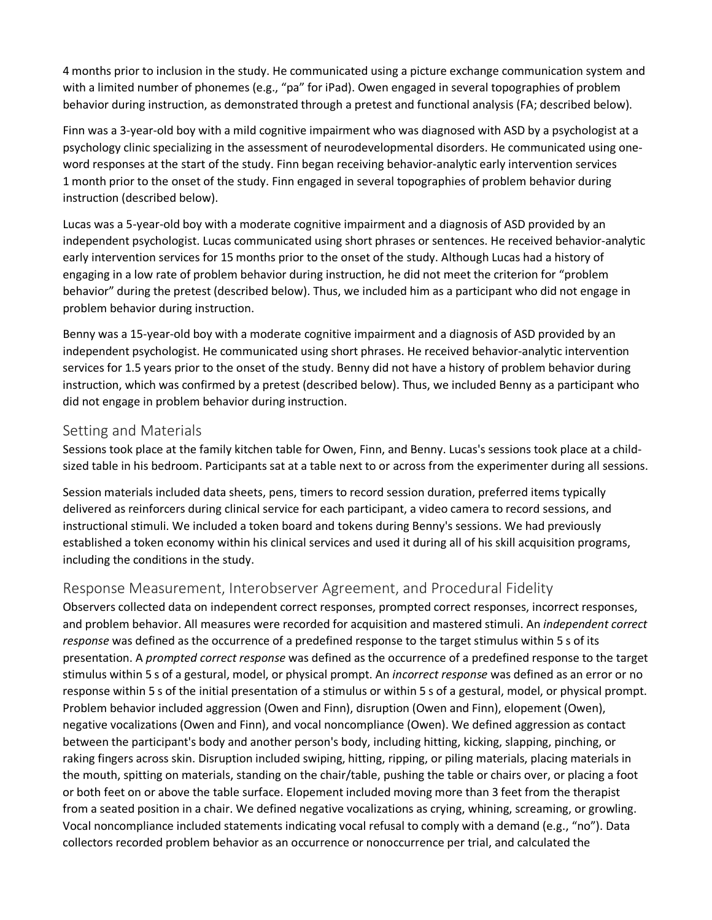4 months prior to inclusion in the study. He communicated using a picture exchange communication system and with a limited number of phonemes (e.g., "pa" for iPad). Owen engaged in several topographies of problem behavior during instruction, as demonstrated through a pretest and functional analysis (FA; described below).

Finn was a 3-year-old boy with a mild cognitive impairment who was diagnosed with ASD by a psychologist at a psychology clinic specializing in the assessment of neurodevelopmental disorders. He communicated using one-word responses at the start of the study. Finn began receiving behavior-analytic early intervention services 1 month prior to the onset of the study. Finn engaged in several topographies of problem behavior during instruction (described below).

Lucas was a 5-year-old boy with a moderate cognitive impairment and a diagnosis of ASD provided by an independent psychologist. Lucas communicated using short phrases or sentences. He received behavior-analytic early intervention services for 15 months prior to the onset of the study. Although Lucas had a history of engaging in a low rate of problem behavior during instruction, he did not meet the criterion for "problem behavior" during the pretest (described below). Thus, we included him as a participant who did not engage in problem behavior during instruction.

Benny was a 15-year-old boy with a moderate cognitive impairment and a diagnosis of ASD provided by an independent psychologist. He communicated using short phrases. He received behavior-analytic intervention services for 1.5 years prior to the onset of the study. Benny did not have a history of problem behavior during instruction, which was confirmed by a pretest (described below). Thus, we included Benny as a participant who did not engage in problem behavior during instruction.

## Setting and Materials

Sessions took place at the family kitchen table for Owen, Finn, and Benny. Lucas's sessions took place at a child-sized table in his bedroom. Participants sat at a table next to or across from the experimenter during all sessions.

Session materials included data sheets, pens, timers to record session duration, preferred items typically delivered as reinforcers during clinical service for each participant, a video camera to record sessions, and instructional stimuli. We included a token board and tokens during Benny's sessions. We had previously established a token economy within his clinical services and used it during all of his skill acquisition programs, including the conditions in the study.

## Response Measurement, Interobserver Agreement, and Procedural Fidelity

Observers collected data on independent correct responses, prompted correct responses, incorrect responses, and problem behavior. All measures were recorded for acquisition and mastered stimuli. An *independent correct response* was defined as the occurrence of a predefined response to the target stimulus within 5 s of its presentation. A *prompted correct response* was defined as the occurrence of a predefined response to the target stimulus within 5 s of a gestural, model, or physical prompt. An *incorrect response* was defined as an error or no response within 5 s of the initial presentation of a stimulus or within 5 s of a gestural, model, or physical prompt. Problem behavior included aggression (Owen and Finn), disruption (Owen and Finn), elopement (Owen), negative vocalizations (Owen and Finn), and vocal noncompliance (Owen). We defined aggression as contact between the participant's body and another person's body, including hitting, kicking, slapping, pinching, or raking fingers across skin. Disruption included swiping, hitting, ripping, or piling materials, placing materials in the mouth, spitting on materials, standing on the chair/table, pushing the table or chairs over, or placing a foot or both feet on or above the table surface. Elopement included moving more than 3 feet from the therapist from a seated position in a chair. We defined negative vocalizations as crying, whining, screaming, or growling. Vocal noncompliance included statements indicating vocal refusal to comply with a demand (e.g., "no"). Data collectors recorded problem behavior as an occurrence or nonoccurrence per trial, and calculated the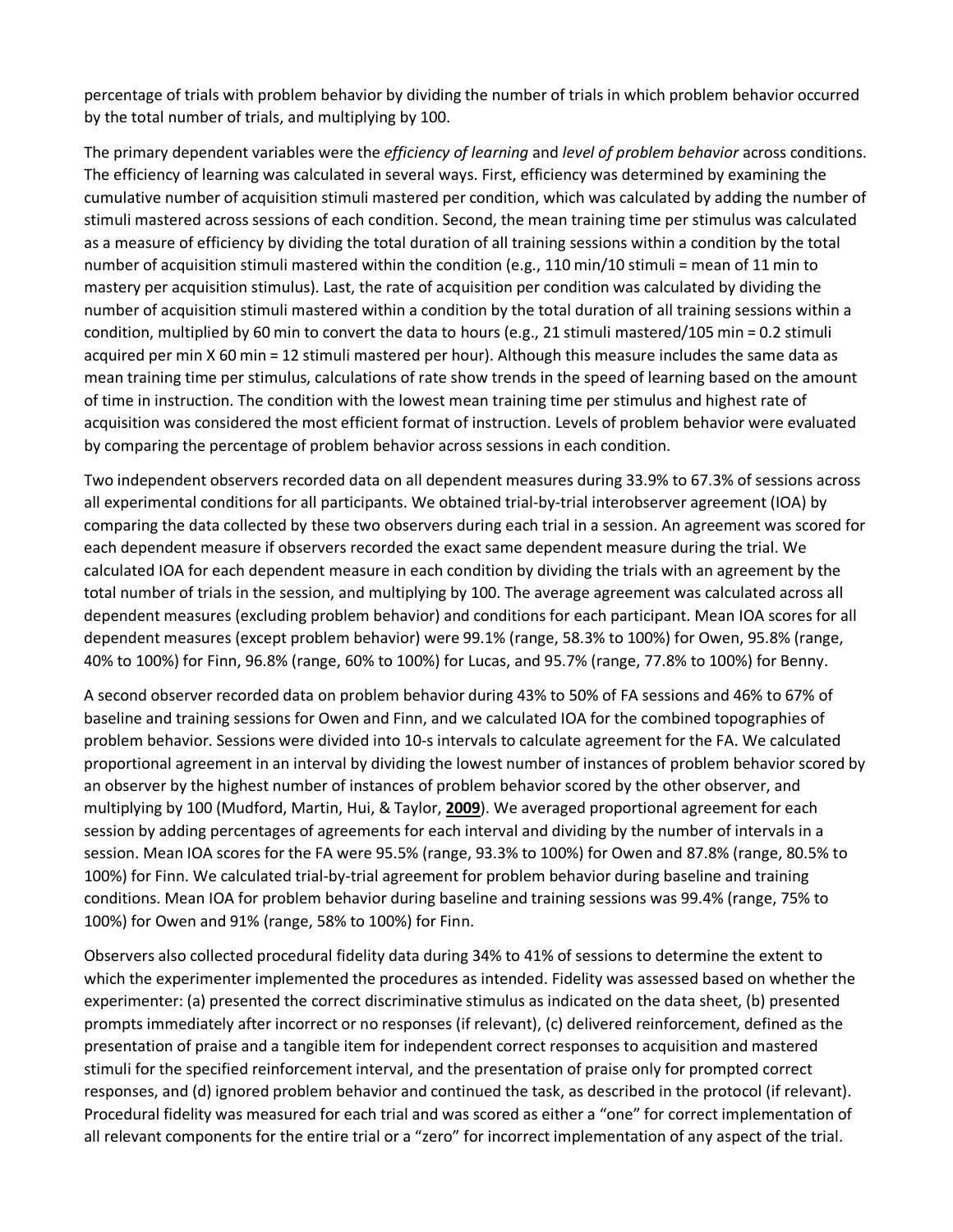percentage of trials with problem behavior by dividing the number of trials in which problem behavior occurred by the total number of trials, and multiplying by 100.

The primary dependent variables were the *efficiency of learning* and *level of problem behavior* across conditions. The efficiency of learning was calculated in several ways. First, efficiency was determined by examining the cumulative number of acquisition stimuli mastered per condition, which was calculated by adding the number of stimuli mastered across sessions of each condition. Second, the mean training time per stimulus was calculated as a measure of efficiency by dividing the total duration of all training sessions within a condition by the total number of acquisition stimuli mastered within the condition (e.g., 110 min/10 stimuli = mean of 11 min to mastery per acquisition stimulus). Last, the rate of acquisition per condition was calculated by dividing the number of acquisition stimuli mastered within a condition by the total duration of all training sessions within a condition, multiplied by 60 min to convert the data to hours (e.g., 21 stimuli mastered/105 min = 0.2 stimuli acquired per min X 60 min = 12 stimuli mastered per hour). Although this measure includes the same data as mean training time per stimulus, calculations of rate show trends in the speed of learning based on the amount of time in instruction. The condition with the lowest mean training time per stimulus and highest rate of acquisition was considered the most efficient format of instruction. Levels of problem behavior were evaluated by comparing the percentage of problem behavior across sessions in each condition.

Two independent observers recorded data on all dependent measures during 33.9% to 67.3% of sessions across all experimental conditions for all participants. We obtained trial-by-trial interobserver agreement (IOA) by comparing the data collected by these two observers during each trial in a session. An agreement was scored for each dependent measure if observers recorded the exact same dependent measure during the trial. We calculated IOA for each dependent measure in each condition by dividing the trials with an agreement by the total number of trials in the session, and multiplying by 100. The average agreement was calculated across all dependent measures (excluding problem behavior) and conditions for each participant. Mean IOA scores for all dependent measures (except problem behavior) were 99.1% (range, 58.3% to 100%) for Owen, 95.8% (range, 40% to 100%) for Finn, 96.8% (range, 60% to 100%) for Lucas, and 95.7% (range, 77.8% to 100%) for Benny.

A second observer recorded data on problem behavior during 43% to 50% of FA sessions and 46% to 67% of baseline and training sessions for Owen and Finn, and we calculated IOA for the combined topographies of problem behavior. Sessions were divided into 10-s intervals to calculate agreement for the FA. We calculated proportional agreement in an interval by dividing the lowest number of instances of problem behavior scored by an observer by the highest number of instances of problem behavior scored by the other observer, and multiplying by 100 (Mudford, Martin, Hui, & Taylor, **2009**). We averaged proportional agreement for each session by adding percentages of agreements for each interval and dividing by the number of intervals in a session. Mean IOA scores for the FA were 95.5% (range, 93.3% to 100%) for Owen and 87.8% (range, 80.5% to 100%) for Finn. We calculated trial-by-trial agreement for problem behavior during baseline and training conditions. Mean IOA for problem behavior during baseline and training sessions was 99.4% (range, 75% to 100%) for Owen and 91% (range, 58% to 100%) for Finn.

Observers also collected procedural fidelity data during 34% to 41% of sessions to determine the extent to which the experimenter implemented the procedures as intended. Fidelity was assessed based on whether the experimenter: (a) presented the correct discriminative stimulus as indicated on the data sheet, (b) presented prompts immediately after incorrect or no responses (if relevant), (c) delivered reinforcement, defined as the presentation of praise and a tangible item for independent correct responses to acquisition and mastered stimuli for the specified reinforcement interval, and the presentation of praise only for prompted correct responses, and (d) ignored problem behavior and continued the task, as described in the protocol (if relevant). Procedural fidelity was measured for each trial and was scored as either a "one" for correct implementation of all relevant components for the entire trial or a "zero" for incorrect implementation of any aspect of the trial.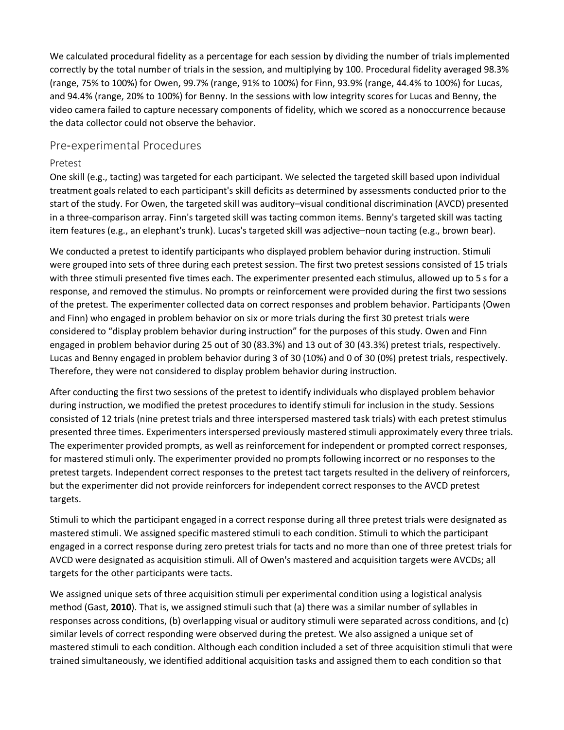We calculated procedural fidelity as a percentage for each session by dividing the number of trials implemented correctly by the total number of trials in the session, and multiplying by 100. Procedural fidelity averaged 98.3% (range, 75% to 100%) for Owen, 99.7% (range, 91% to 100%) for Finn, 93.9% (range, 44.4% to 100%) for Lucas, and 94.4% (range, 20% to 100%) for Benny. In the sessions with low integrity scores for Lucas and Benny, the video camera failed to capture necessary components of fidelity, which we scored as a nonoccurrence because the data collector could not observe the behavior.

## Pre-experimental Procedures

### Pretest

One skill (e.g., tacting) was targeted for each participant. We selected the targeted skill based upon individual treatment goals related to each participant's skill deficits as determined by assessments conducted prior to the start of the study. For Owen, the targeted skill was auditory–visual conditional discrimination (AVCD) presented in a three-comparison array. Finn's targeted skill was tacting common items. Benny's targeted skill was tacting item features (e.g., an elephant's trunk). Lucas's targeted skill was adjective–noun tacting (e.g., brown bear).

We conducted a pretest to identify participants who displayed problem behavior during instruction. Stimuli were grouped into sets of three during each pretest session. The first two pretest sessions consisted of 15 trials with three stimuli presented five times each. The experimenter presented each stimulus, allowed up to 5 s for a response, and removed the stimulus. No prompts or reinforcement were provided during the first two sessions of the pretest. The experimenter collected data on correct responses and problem behavior. Participants (Owen and Finn) who engaged in problem behavior on six or more trials during the first 30 pretest trials were considered to "display problem behavior during instruction" for the purposes of this study. Owen and Finn engaged in problem behavior during 25 out of 30 (83.3%) and 13 out of 30 (43.3%) pretest trials, respectively. Lucas and Benny engaged in problem behavior during 3 of 30 (10%) and 0 of 30 (0%) pretest trials, respectively. Therefore, they were not considered to display problem behavior during instruction.

After conducting the first two sessions of the pretest to identify individuals who displayed problem behavior during instruction, we modified the pretest procedures to identify stimuli for inclusion in the study. Sessions consisted of 12 trials (nine pretest trials and three interspersed mastered task trials) with each pretest stimulus presented three times. Experimenters interspersed previously mastered stimuli approximately every three trials. The experimenter provided prompts, as well as reinforcement for independent or prompted correct responses, for mastered stimuli only. The experimenter provided no prompts following incorrect or no responses to the pretest targets. Independent correct responses to the pretest tact targets resulted in the delivery of reinforcers, but the experimenter did not provide reinforcers for independent correct responses to the AVCD pretest targets.

Stimuli to which the participant engaged in a correct response during all three pretest trials were designated as mastered stimuli. We assigned specific mastered stimuli to each condition. Stimuli to which the participant engaged in a correct response during zero pretest trials for tacts and no more than one of three pretest trials for AVCD were designated as acquisition stimuli. All of Owen's mastered and acquisition targets were AVCDs; all targets for the other participants were tacts.

We assigned unique sets of three acquisition stimuli per experimental condition using a logistical analysis method (Gast, **2010**). That is, we assigned stimuli such that (a) there was a similar number of syllables in responses across conditions, (b) overlapping visual or auditory stimuli were separated across conditions, and (c) similar levels of correct responding were observed during the pretest. We also assigned a unique set of mastered stimuli to each condition. Although each condition included a set of three acquisition stimuli that were trained simultaneously, we identified additional acquisition tasks and assigned them to each condition so that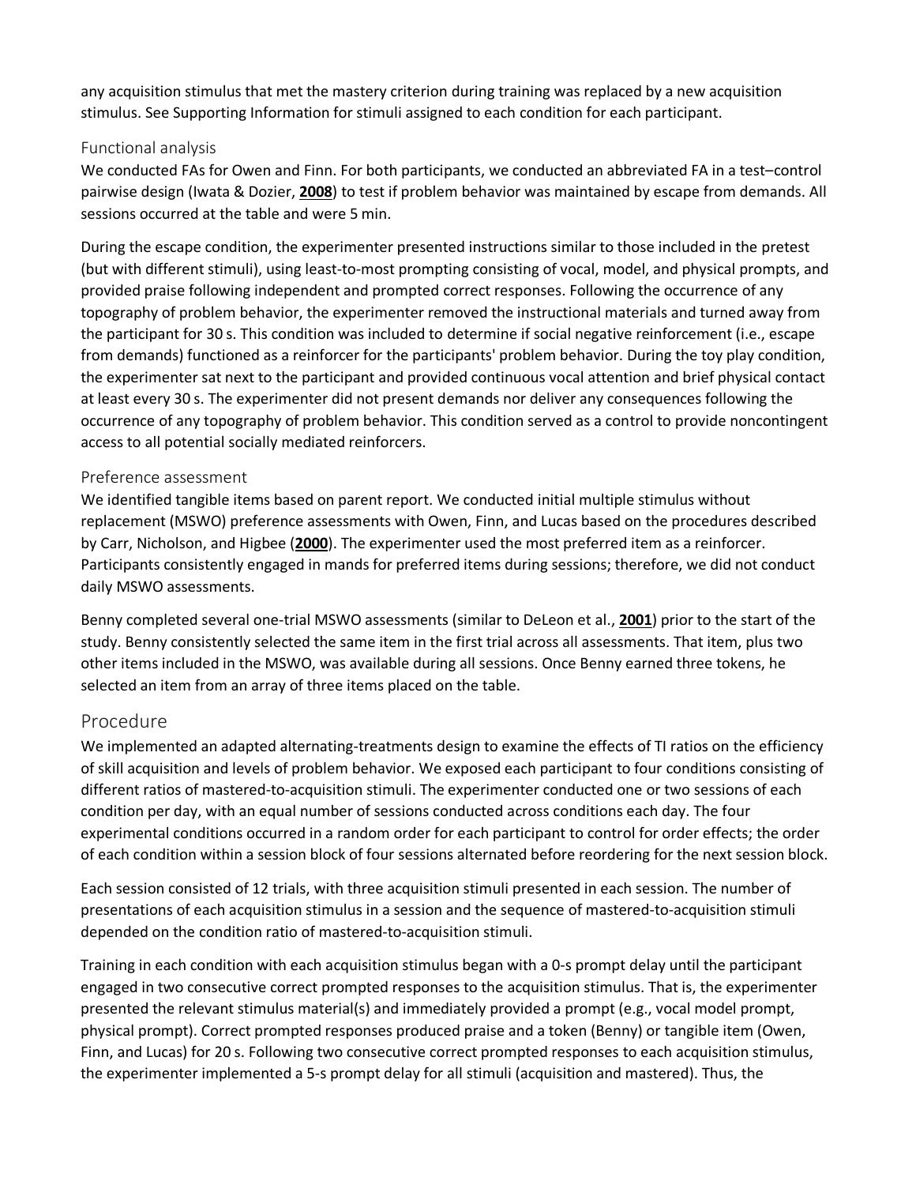any acquisition stimulus that met the mastery criterion during training was replaced by a new acquisition stimulus. See Supporting Information for stimuli assigned to each condition for each participant.

### Functional analysis

We conducted FAs for Owen and Finn. For both participants, we conducted an abbreviated FA in a test–control pairwise design (Iwata & Dozier, **2008**) to test if problem behavior was maintained by escape from demands. All sessions occurred at the table and were 5 min.

During the escape condition, the experimenter presented instructions similar to those included in the pretest (but with different stimuli), using least-to-most prompting consisting of vocal, model, and physical prompts, and provided praise following independent and prompted correct responses. Following the occurrence of any topography of problem behavior, the experimenter removed the instructional materials and turned away from the participant for 30 s. This condition was included to determine if social negative reinforcement (i.e., escape from demands) functioned as a reinforcer for the participants' problem behavior. During the toy play condition, the experimenter sat next to the participant and provided continuous vocal attention and brief physical contact at least every 30 s. The experimenter did not present demands nor deliver any consequences following the occurrence of any topography of problem behavior. This condition served as a control to provide noncontingent access to all potential socially mediated reinforcers.

### Preference assessment

We identified tangible items based on parent report. We conducted initial multiple stimulus without replacement (MSWO) preference assessments with Owen, Finn, and Lucas based on the procedures described by Carr, Nicholson, and Higbee (**2000**). The experimenter used the most preferred item as a reinforcer. Participants consistently engaged in mands for preferred items during sessions; therefore, we did not conduct daily MSWO assessments.

Benny completed several one-trial MSWO assessments (similar to DeLeon et al., **2001**) prior to the start of the study. Benny consistently selected the same item in the first trial across all assessments. That item, plus two other items included in the MSWO, was available during all sessions. Once Benny earned three tokens, he selected an item from an array of three items placed on the table.

## Procedure

We implemented an adapted alternating-treatments design to examine the effects of TI ratios on the efficiency of skill acquisition and levels of problem behavior. We exposed each participant to four conditions consisting of different ratios of mastered-to-acquisition stimuli. The experimenter conducted one or two sessions of each condition per day, with an equal number of sessions conducted across conditions each day. The four experimental conditions occurred in a random order for each participant to control for order effects; the order of each condition within a session block of four sessions alternated before reordering for the next session block.

Each session consisted of 12 trials, with three acquisition stimuli presented in each session. The number of presentations of each acquisition stimulus in a session and the sequence of mastered-to-acquisition stimuli depended on the condition ratio of mastered-to-acquisition stimuli.

Training in each condition with each acquisition stimulus began with a 0-s prompt delay until the participant engaged in two consecutive correct prompted responses to the acquisition stimulus. That is, the experimenter presented the relevant stimulus material(s) and immediately provided a prompt (e.g., vocal model prompt, physical prompt). Correct prompted responses produced praise and a token (Benny) or tangible item (Owen, Finn, and Lucas) for 20 s. Following two consecutive correct prompted responses to each acquisition stimulus, the experimenter implemented a 5-s prompt delay for all stimuli (acquisition and mastered). Thus, the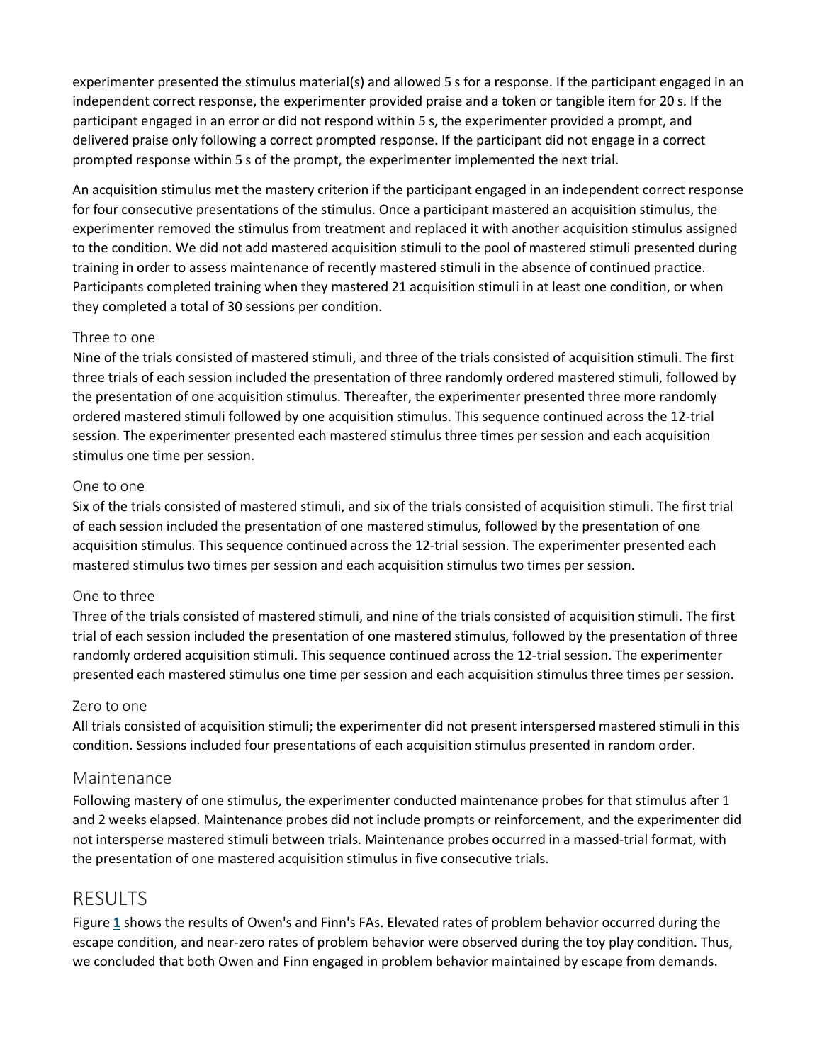experimenter presented the stimulus material(s) and allowed 5 s for a response. If the participant engaged in an independent correct response, the experimenter provided praise and a token or tangible item for 20 s. If the participant engaged in an error or did not respond within 5 s, the experimenter provided a prompt, and delivered praise only following a correct prompted response. If the participant did not engage in a correct prompted response within 5 s of the prompt, the experimenter implemented the next trial.

An acquisition stimulus met the mastery criterion if the participant engaged in an independent correct response for four consecutive presentations of the stimulus. Once a participant mastered an acquisition stimulus, the experimenter removed the stimulus from treatment and replaced it with another acquisition stimulus assigned to the condition. We did not add mastered acquisition stimuli to the pool of mastered stimuli presented during training in order to assess maintenance of recently mastered stimuli in the absence of continued practice. Participants completed training when they mastered 21 acquisition stimuli in at least one condition, or when they completed a total of 30 sessions per condition.

### Three to one

Nine of the trials consisted of mastered stimuli, and three of the trials consisted of acquisition stimuli. The first three trials of each session included the presentation of three randomly ordered mastered stimuli, followed by the presentation of one acquisition stimulus. Thereafter, the experimenter presented three more randomly ordered mastered stimuli followed by one acquisition stimulus. This sequence continued across the 12-trial session. The experimenter presented each mastered stimulus three times per session and each acquisition stimulus one time per session.

### One to one

Six of the trials consisted of mastered stimuli, and six of the trials consisted of acquisition stimuli. The first trial of each session included the presentation of one mastered stimulus, followed by the presentation of one acquisition stimulus. This sequence continued across the 12-trial session. The experimenter presented each mastered stimulus two times per session and each acquisition stimulus two times per session.

### One to three

Three of the trials consisted of mastered stimuli, and nine of the trials consisted of acquisition stimuli. The first trial of each session included the presentation of one mastered stimulus, followed by the presentation of three randomly ordered acquisition stimuli. This sequence continued across the 12-trial session. The experimenter presented each mastered stimulus one time per session and each acquisition stimulus three times per session.

### Zero to one

All trials consisted of acquisition stimuli; the experimenter did not present interspersed mastered stimuli in this condition. Sessions included four presentations of each acquisition stimulus presented in random order.

## Maintenance

Following mastery of one stimulus, the experimenter conducted maintenance probes for that stimulus after 1 and 2 weeks elapsed. Maintenance probes did not include prompts or reinforcement, and the experimenter did not intersperse mastered stimuli between trials. Maintenance probes occurred in a massed-trial format, with the presentation of one mastered acquisition stimulus in five consecutive trials.

# RESULTS

Figure 1 shows the results of Owen's and Finn's FAs. Elevated rates of problem behavior occurred during the escape condition, and near-zero rates of problem behavior were observed during the toy play condition. Thus, we concluded that both Owen and Finn engaged in problem behavior maintained by escape from demands.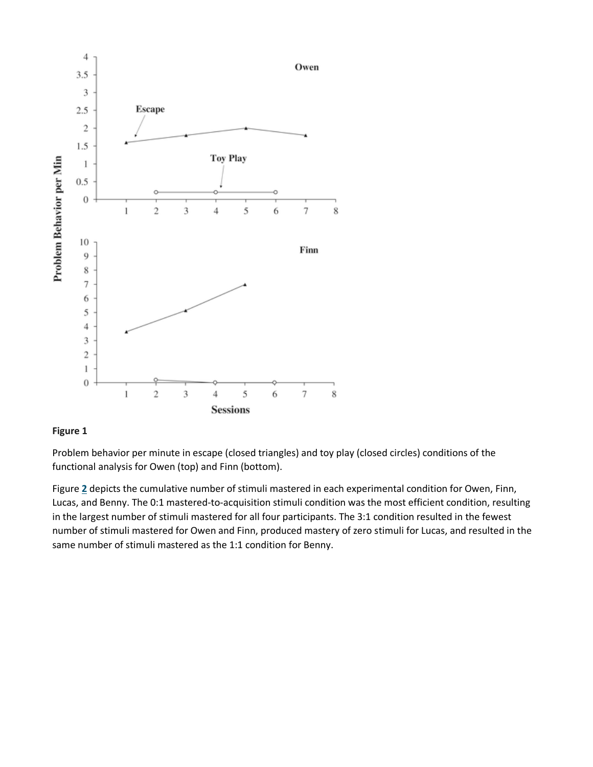**Figure 1**

Problem behavior per minute in escape (closed triangles) and toy play (closed circles) conditions of the functional analysis for Owen (top) and Finn (bottom).

Figure 2 depicts the cumulative number of stimuli mastered in each experimental condition for Owen, Finn, Lucas, and Benny. The 0:1 mastered-to-acquisition stimuli condition was the most efficient condition, resulting in the largest number of stimuli mastered for all four participants. The 3:1 condition resulted in the fewest number of stimuli mastered for Owen and Finn, produced mastery of zero stimuli for Lucas, and resulted in the same number of stimuli mastered as the 1:1 condition for Benny.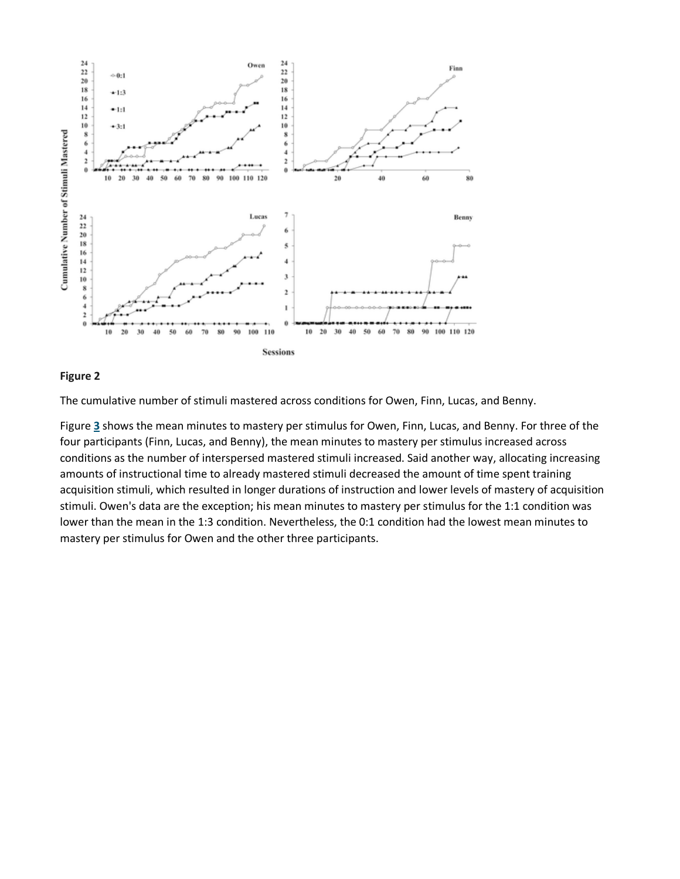**Figure 2**

The cumulative number of stimuli mastered across conditions for Owen, Finn, Lucas, and Benny.

Figure **3** shows the mean minutes to mastery per stimulus for Owen, Finn, Lucas, and Benny. For three of the four participants (Finn, Lucas, and Benny), the mean minutes to mastery per stimulus increased across conditions as the number of interspersed mastered stimuli increased. Said another way, allocating increasing amounts of instructional time to already mastered stimuli decreased the amount of time spent training acquisition stimuli, which resulted in longer durations of instruction and lower levels of mastery of acquisition stimuli. Owen's data are the exception; his mean minutes to mastery per stimulus for the 1:1 condition was lower than the mean in the 1:3 condition. Nevertheless, the 0:1 condition had the lowest mean minutes to mastery per stimulus for Owen and the other three participants.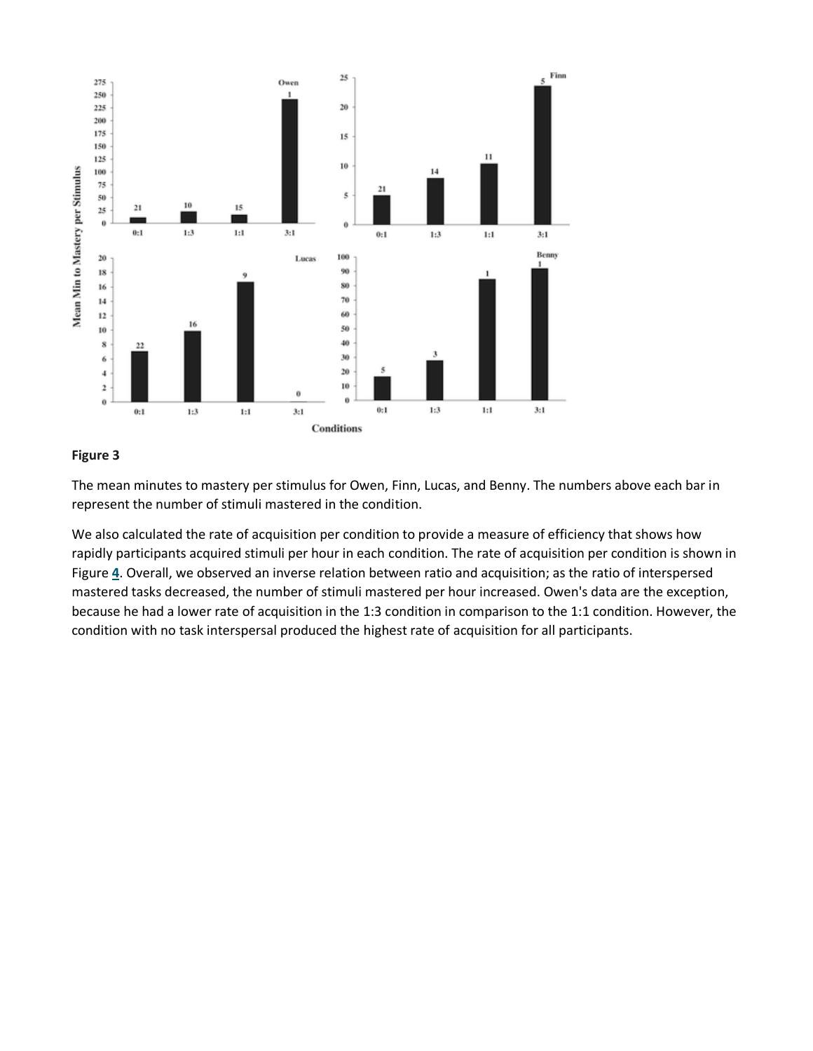**Figure 3**

The mean minutes to mastery per stimulus for Owen, Finn, Lucas, and Benny. The numbers above each bar in represent the number of stimuli mastered in the condition.

We also calculated the rate of acquisition per condition to provide a measure of efficiency that shows how rapidly participants acquired stimuli per hour in each condition. The rate of acquisition per condition is shown in Figure 4. Overall, we observed an inverse relation between ratio and acquisition; as the ratio of interspersed mastered tasks decreased, the number of stimuli mastered per hour increased. Owen's data are the exception, because he had a lower rate of acquisition in the 1:3 condition in comparison to the 1:1 condition. However, the condition with no task interspersal produced the highest rate of acquisition for all participants.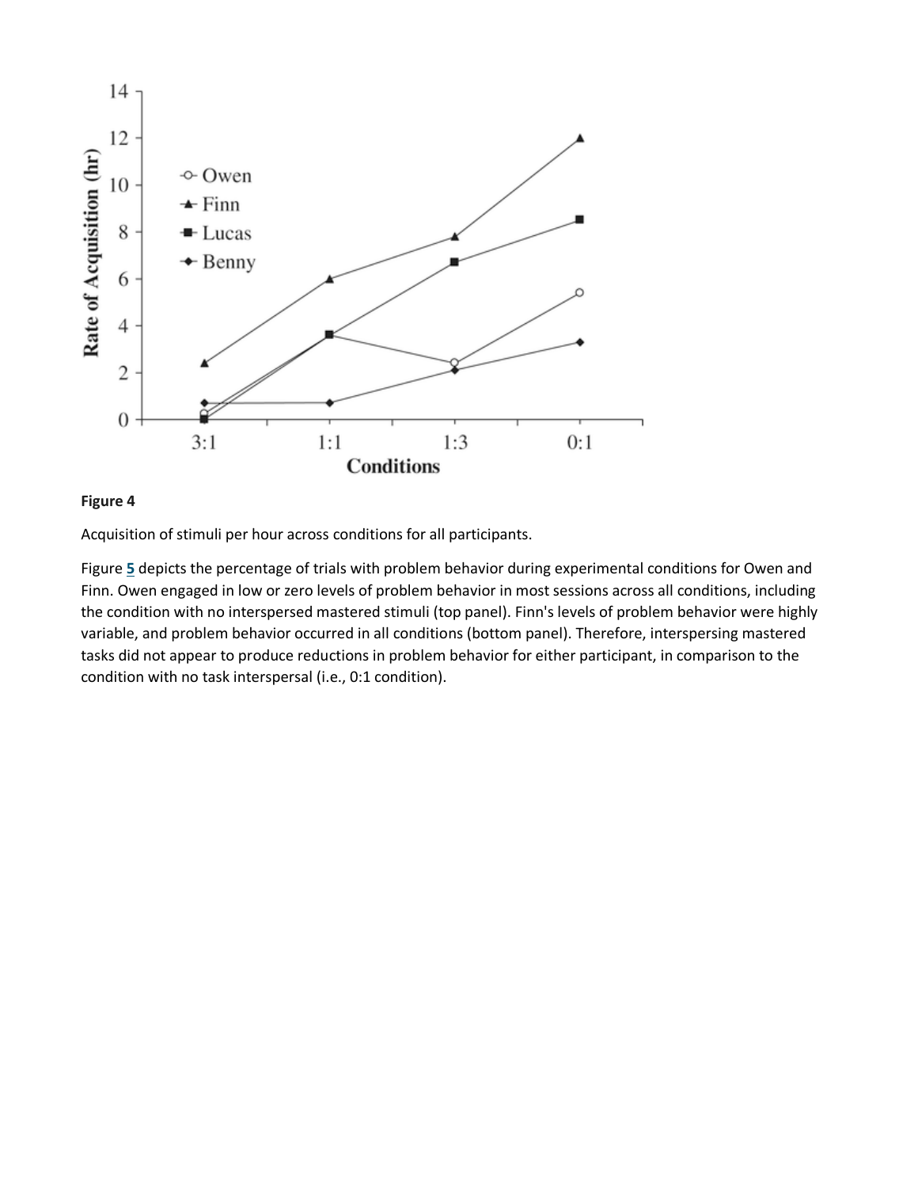**Figure 4**

Acquisition of stimuli per hour across conditions for all participants.

Figure 5 depicts the percentage of trials with problem behavior during experimental conditions for Owen and Finn. Owen engaged in low or zero levels of problem behavior in most sessions across all conditions, including the condition with no interspersed mastered stimuli (top panel). Finn's levels of problem behavior were highly variable, and problem behavior occurred in all conditions (bottom panel). Therefore, interspersing mastered tasks did not appear to produce reductions in problem behavior for either participant, in comparison to the condition with no task interspersal (i.e., 0:1 condition).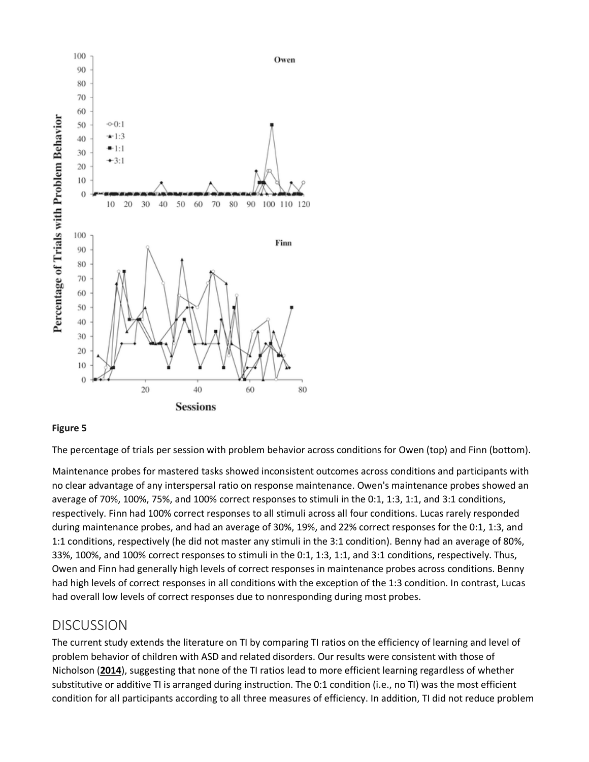**Figure 5**

The percentage of trials per session with problem behavior across conditions for Owen (top) and Finn (bottom).

Maintenance probes for mastered tasks showed inconsistent outcomes across conditions and participants with no clear advantage of any interspersal ratio on response maintenance. Owen's maintenance probes showed an average of 70%, 100%, 75%, and 100% correct responses to stimuli in the 0:1, 1:3, 1:1, and 3:1 conditions, respectively. Finn had 100% correct responses to all stimuli across all four conditions. Lucas rarely responded during maintenance probes, and had an average of 30%, 19%, and 22% correct responses for the 0:1, 1:3, and 1:1 conditions, respectively (he did not master any stimuli in the 3:1 condition). Benny had an average of 80%, 33%, 100%, and 100% correct responses to stimuli in the 0:1, 1:3, 1:1, and 3:1 conditions, respectively. Thus, Owen and Finn had generally high levels of correct responses in maintenance probes across conditions. Benny had high levels of correct responses in all conditions with the exception of the 1:3 condition. In contrast, Lucas had overall low levels of correct responses due to nonresponding during most probes.

## DISCUSSION

The current study extends the literature on TI by comparing TI ratios on the efficiency of learning and level of problem behavior of children with ASD and related disorders. Our results were consistent with those of Nicholson (**2014**), suggesting that none of the TI ratios lead to more efficient learning regardless of whether substitutive or additive TI is arranged during instruction. The 0:1 condition (i.e., no TI) was the most efficient condition for all participants according to all three measures of efficiency. In addition, TI did not reduce problem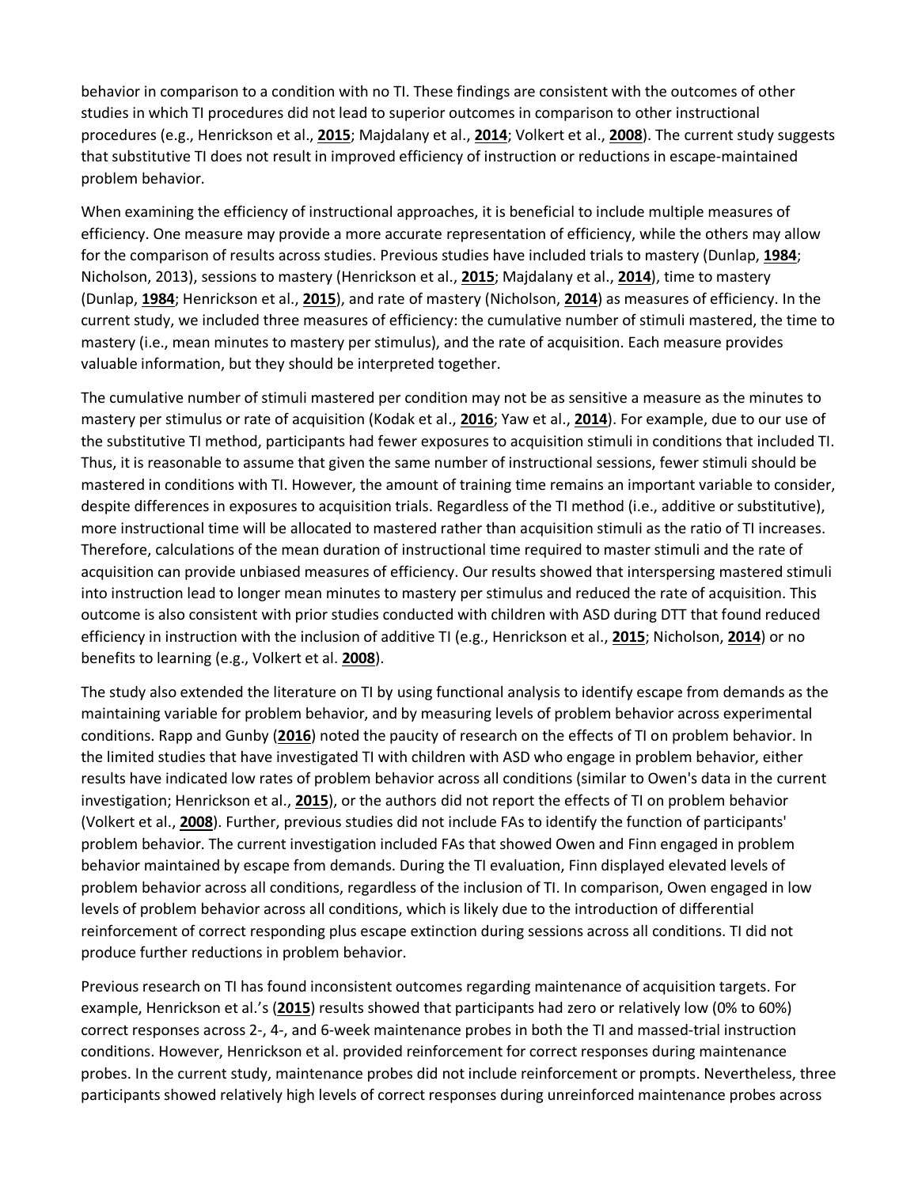behavior in comparison to a condition with no TI. These findings are consistent with the outcomes of other studies in which TI procedures did not lead to superior outcomes in comparison to other instructional procedures (e.g., Henrickson et al., **2015**; Majdalany et al., **2014**; Volkert et al., **2008**). The current study suggests that substitutive TI does not result in improved efficiency of instruction or reductions in escape-maintained problem behavior.

When examining the efficiency of instructional approaches, it is beneficial to include multiple measures of efficiency. One measure may provide a more accurate representation of efficiency, while the others may allow for the comparison of results across studies. Previous studies have included trials to mastery (Dunlap, **1984**; Nicholson, 2013), sessions to mastery (Henrickson et al., **2015**; Majdalany et al., **2014**), time to mastery (Dunlap, **1984**; Henrickson et al., **2015**), and rate of mastery (Nicholson, **2014**) as measures of efficiency. In the current study, we included three measures of efficiency: the cumulative number of stimuli mastered, the time to mastery (i.e., mean minutes to mastery per stimulus), and the rate of acquisition. Each measure provides valuable information, but they should be interpreted together.

The cumulative number of stimuli mastered per condition may not be as sensitive a measure as the minutes to mastery per stimulus or rate of acquisition (Kodak et al., **2016**; Yaw et al., **2014**). For example, due to our use of the substitutive TI method, participants had fewer exposures to acquisition stimuli in conditions that included TI. Thus, it is reasonable to assume that given the same number of instructional sessions, fewer stimuli should be mastered in conditions with TI. However, the amount of training time remains an important variable to consider, despite differences in exposures to acquisition trials. Regardless of the TI method (i.e., additive or substitutive), more instructional time will be allocated to mastered rather than acquisition stimuli as the ratio of TI increases. Therefore, calculations of the mean duration of instructional time required to master stimuli and the rate of acquisition can provide unbiased measures of efficiency. Our results showed that interspersing mastered stimuli into instruction lead to longer mean minutes to mastery per stimulus and reduced the rate of acquisition. This outcome is also consistent with prior studies conducted with children with ASD during DTT that found reduced efficiency in instruction with the inclusion of additive TI (e.g., Henrickson et al., **2015**; Nicholson, **2014**) or no benefits to learning (e.g., Volkert et al. **2008**).

The study also extended the literature on TI by using functional analysis to identify escape from demands as the maintaining variable for problem behavior, and by measuring levels of problem behavior across experimental conditions. Rapp and Gunby (**2016**) noted the paucity of research on the effects of TI on problem behavior. In the limited studies that have investigated TI with children with ASD who engage in problem behavior, either results have indicated low rates of problem behavior across all conditions (similar to Owen's data in the current investigation; Henrickson et al., **2015**), or the authors did not report the effects of TI on problem behavior (Volkert et al., **2008**). Further, previous studies did not include FAs to identify the function of participants' problem behavior. The current investigation included FAs that showed Owen and Finn engaged in problem behavior maintained by escape from demands. During the TI evaluation, Finn displayed elevated levels of problem behavior across all conditions, regardless of the inclusion of TI. In comparison, Owen engaged in low levels of problem behavior across all conditions, which is likely due to the introduction of differential reinforcement of correct responding plus escape extinction during sessions across all conditions. TI did not produce further reductions in problem behavior.

Previous research on TI has found inconsistent outcomes regarding maintenance of acquisition targets. For example, Henrickson et al.'s (**2015**) results showed that participants had zero or relatively low (0% to 60%) correct responses across 2-, 4-, and 6-week maintenance probes in both the TI and massed-trial instruction conditions. However, Henrickson et al. provided reinforcement for correct responses during maintenance probes. In the current study, maintenance probes did not include reinforcement or prompts. Nevertheless, three participants showed relatively high levels of correct responses during unreinforced maintenance probes across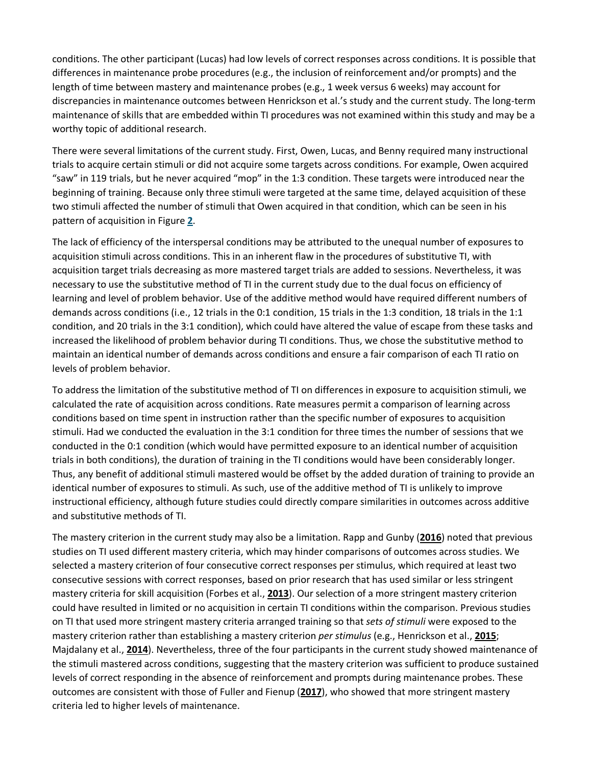conditions. The other participant (Lucas) had low levels of correct responses across conditions. It is possible that differences in maintenance probe procedures (e.g., the inclusion of reinforcement and/or prompts) and the length of time between mastery and maintenance probes (e.g., 1 week versus 6 weeks) may account for discrepancies in maintenance outcomes between Henrickson et al.'s study and the current study. The long-term maintenance of skills that are embedded within TI procedures was not examined within this study and may be a worthy topic of additional research.

There were several limitations of the current study. First, Owen, Lucas, and Benny required many instructional trials to acquire certain stimuli or did not acquire some targets across conditions. For example, Owen acquired "saw" in 119 trials, but he never acquired "mop" in the 1:3 condition. These targets were introduced near the beginning of training. Because only three stimuli were targeted at the same time, delayed acquisition of these two stimuli affected the number of stimuli that Owen acquired in that condition, which can be seen in his pattern of acquisition in Figure **2**.

The lack of efficiency of the interspersal conditions may be attributed to the unequal number of exposures to acquisition stimuli across conditions. This in an inherent flaw in the procedures of substitutive TI, with acquisition target trials decreasing as more mastered target trials are added to sessions. Nevertheless, it was necessary to use the substitutive method of TI in the current study due to the dual focus on efficiency of learning and level of problem behavior. Use of the additive method would have required different numbers of demands across conditions (i.e., 12 trials in the 0:1 condition, 15 trials in the 1:3 condition, 18 trials in the 1:1 condition, and 20 trials in the 3:1 condition), which could have altered the value of escape from these tasks and increased the likelihood of problem behavior during TI conditions. Thus, we chose the substitutive method to maintain an identical number of demands across conditions and ensure a fair comparison of each TI ratio on levels of problem behavior.

To address the limitation of the substitutive method of TI on differences in exposure to acquisition stimuli, we calculated the rate of acquisition across conditions. Rate measures permit a comparison of learning across conditions based on time spent in instruction rather than the specific number of exposures to acquisition stimuli. Had we conducted the evaluation in the 3:1 condition for three times the number of sessions that we conducted in the 0:1 condition (which would have permitted exposure to an identical number of acquisition trials in both conditions), the duration of training in the TI conditions would have been considerably longer. Thus, any benefit of additional stimuli mastered would be offset by the added duration of training to provide an identical number of exposures to stimuli. As such, use of the additive method of TI is unlikely to improve instructional efficiency, although future studies could directly compare similarities in outcomes across additive and substitutive methods of TI.

The mastery criterion in the current study may also be a limitation. Rapp and Gunby (**2016**) noted that previous studies on TI used different mastery criteria, which may hinder comparisons of outcomes across studies. We selected a mastery criterion of four consecutive correct responses per stimulus, which required at least two consecutive sessions with correct responses, based on prior research that has used similar or less stringent mastery criteria for skill acquisition (Forbes et al., **2013**). Our selection of a more stringent mastery criterion could have resulted in limited or no acquisition in certain TI conditions within the comparison. Previous studies on TI that used more stringent mastery criteria arranged training so that *sets of stimuli* were exposed to the mastery criterion rather than establishing a mastery criterion *per stimulus* (e.g., Henrickson et al., **2015**; Majdalany et al., **2014**). Nevertheless, three of the four participants in the current study showed maintenance of the stimuli mastered across conditions, suggesting that the mastery criterion was sufficient to produce sustained levels of correct responding in the absence of reinforcement and prompts during maintenance probes. These outcomes are consistent with those of Fuller and Fienup (**2017**), who showed that more stringent mastery criteria led to higher levels of maintenance.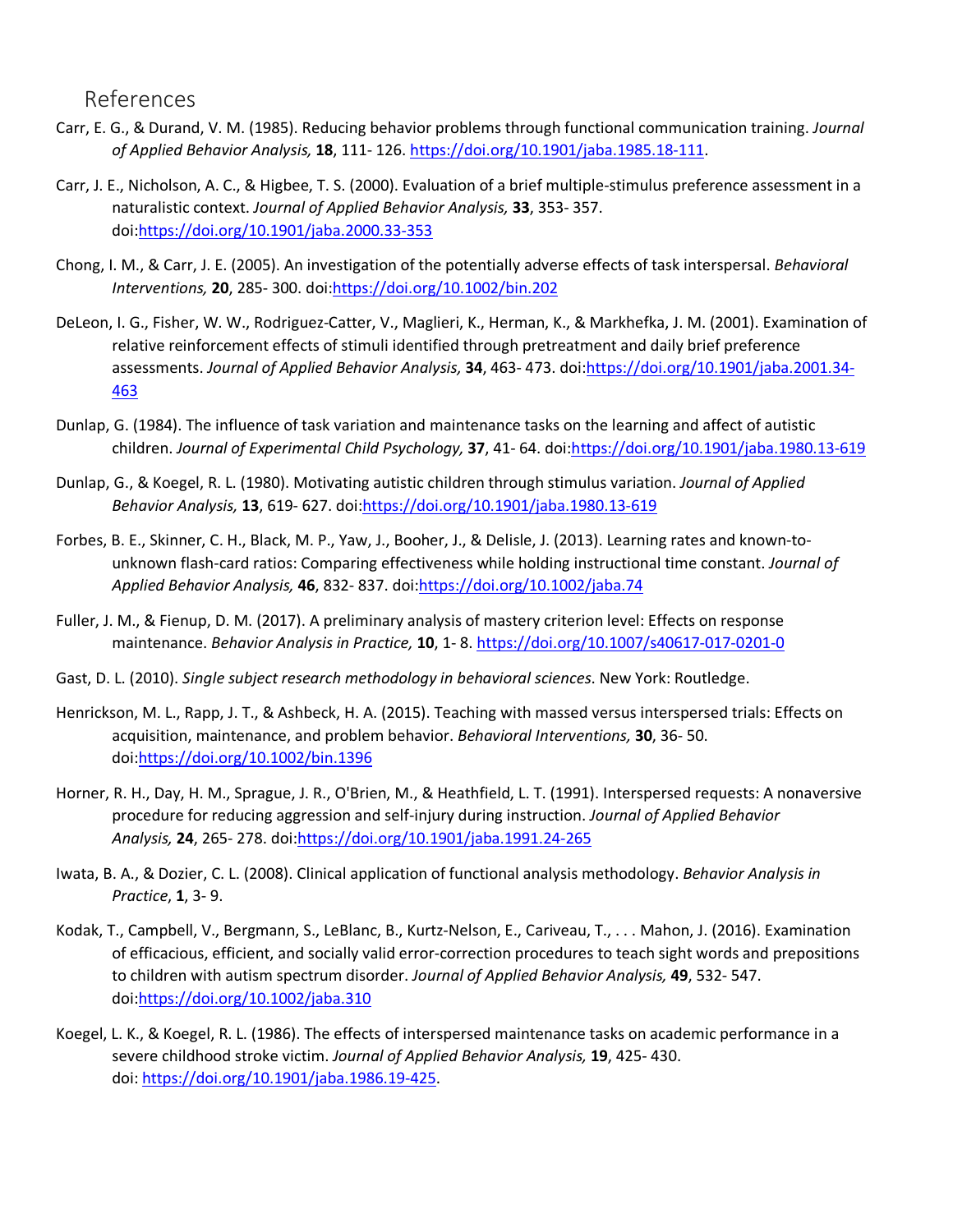## References

Carr, E. G., & Durand, V. M. (1985). Reducing behavior problems through functional communication training. *Journal of Applied Behavior Analysis,* **18**, 111- 126. https://doi.org/10.1901/jaba.1985.18-111.

Carr, J. E., Nicholson, A. C., & Higbee, T. S. (2000). Evaluation of a brief multiple-stimulus preference assessment in a naturalistic context. *Journal of Applied Behavior Analysis,* **33**, 353- 357. doi:https://doi.org/10.1901/jaba.2000.33-353

Chong, I. M., & Carr, J. E. (2005). An investigation of the potentially adverse effects of task interspersal. *Behavioral Interventions,* **20**, 285- 300. doi:https://doi.org/10.1002/bin.202

DeLeon, I. G., Fisher, W. W., Rodriguez-Catter, V., Maglieri, K., Herman, K., & Markhefka, J. M. (2001). Examination of relative reinforcement effects of stimuli identified through pretreatment and daily brief preference assessments. *Journal of Applied Behavior Analysis,* **34**, 463- 473. doi:https://doi.org/10.1901/jaba.2001.34-463

Dunlap, G. (1984). The influence of task variation and maintenance tasks on the learning and affect of autistic children. *Journal of Experimental Child Psychology,* **37**, 41- 64. doi:https://doi.org/10.1901/jaba.1980.13-619

Dunlap, G., & Koegel, R. L. (1980). Motivating autistic children through stimulus variation. *Journal of Applied Behavior Analysis,* **13**, 619- 627. doi:https://doi.org/10.1901/jaba.1980.13-619

Forbes, B. E., Skinner, C. H., Black, M. P., Yaw, J., Booher, J., & Delisle, J. (2013). Learning rates and known-to-unknown flash-card ratios: Comparing effectiveness while holding instructional time constant. *Journal of Applied Behavior Analysis,* **46**, 832- 837. doi:https://doi.org/10.1002/jaba.74

Fuller, J. M., & Fienup, D. M. (2017). A preliminary analysis of mastery criterion level: Effects on response maintenance. *Behavior Analysis in Practice,* **10**, 1- 8. https://doi.org/10.1007/s40617-017-0201-0

Gast, D. L. (2010). *Single subject research methodology in behavioral sciences*. New York: Routledge.

Henrickson, M. L., Rapp, J. T., & Ashbeck, H. A. (2015). Teaching with massed versus interspersed trials: Effects on acquisition, maintenance, and problem behavior. *Behavioral Interventions,* **30**, 36- 50. doi:https://doi.org/10.1002/bin.1396

Horner, R. H., Day, H. M., Sprague, J. R., O'Brien, M., & Heathfield, L. T. (1991). Interspersed requests: A nonaversive procedure for reducing aggression and self-injury during instruction. *Journal of Applied Behavior Analysis,* **24**, 265- 278. doi:https://doi.org/10.1901/jaba.1991.24-265

Iwata, B. A., & Dozier, C. L. (2008). Clinical application of functional analysis methodology. *Behavior Analysis in Practice*, **1**, 3- 9.

Kodak, T., Campbell, V., Bergmann, S., LeBlanc, B., Kurtz-Nelson, E., Cariveau, T., . . . Mahon, J. (2016). Examination of efficacious, efficient, and socially valid error-correction procedures to teach sight words and prepositions to children with autism spectrum disorder. *Journal of Applied Behavior Analysis,* **49**, 532- 547. doi:https://doi.org/10.1002/jaba.310

Koegel, L. K., & Koegel, R. L. (1986). The effects of interspersed maintenance tasks on academic performance in a severe childhood stroke victim. *Journal of Applied Behavior Analysis,* **19**, 425- 430. doi: https://doi.org/10.1901/jaba.1986.19-425.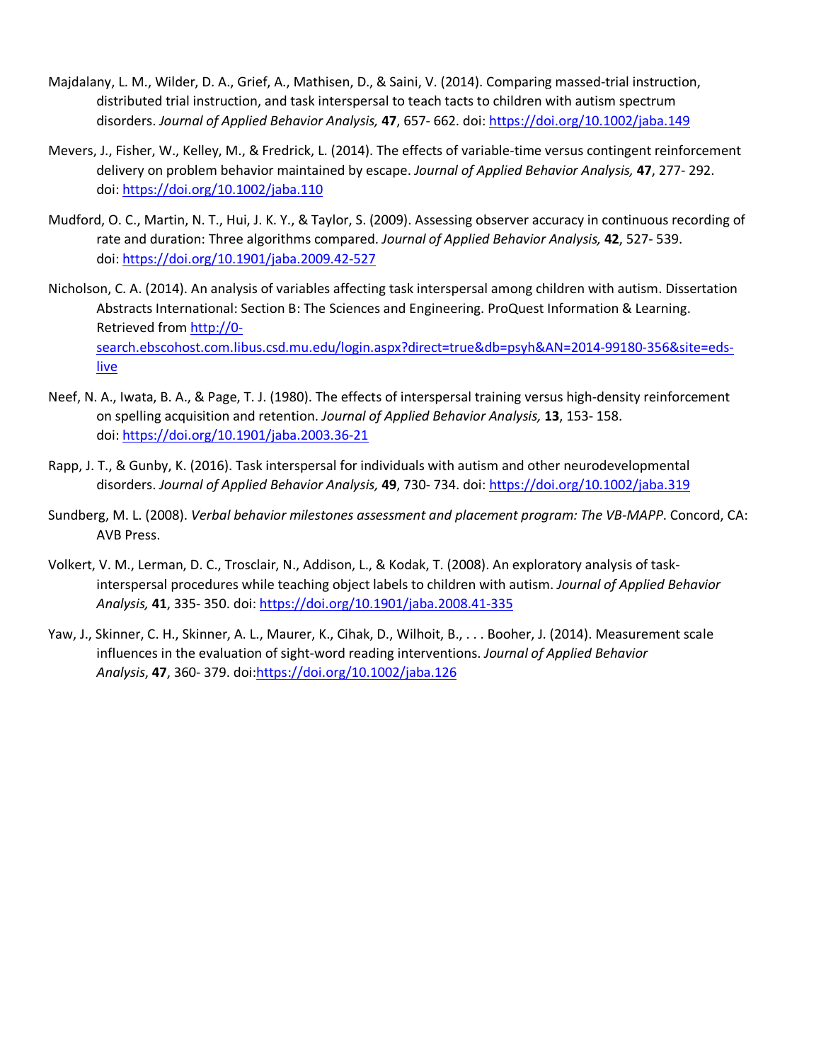Majdalany, L. M., Wilder, D. A., Grief, A., Mathisen, D., & Saini, V. (2014). Comparing massed-trial instruction, distributed trial instruction, and task interspersal to teach tacts to children with autism spectrum disorders. *Journal of Applied Behavior Analysis,* **47**, 657- 662. doi: https://doi.org/10.1002/jaba.149

Mevers, J., Fisher, W., Kelley, M., & Fredrick, L. (2014). The effects of variable-time versus contingent reinforcement delivery on problem behavior maintained by escape. *Journal of Applied Behavior Analysis,* **47**, 277- 292. doi: https://doi.org/10.1002/jaba.110

Mudford, O. C., Martin, N. T., Hui, J. K. Y., & Taylor, S. (2009). Assessing observer accuracy in continuous recording of rate and duration: Three algorithms compared. *Journal of Applied Behavior Analysis,* **42**, 527- 539. doi: https://doi.org/10.1901/jaba.2009.42-527

Nicholson, C. A. (2014). An analysis of variables affecting task interspersal among children with autism. Dissertation Abstracts International: Section B: The Sciences and Engineering. ProQuest Information & Learning. Retrieved from http://0-search.ebscohost.com.libus.csd.mu.edu/login.aspx?direct=true&db=psyh&AN=2014-99180-356&site=eds-live

Neef, N. A., Iwata, B. A., & Page, T. J. (1980). The effects of interspersal training versus high-density reinforcement on spelling acquisition and retention. *Journal of Applied Behavior Analysis,* **13**, 153- 158. doi: https://doi.org/10.1901/jaba.2003.36-21

Rapp, J. T., & Gunby, K. (2016). Task interspersal for individuals with autism and other neurodevelopmental disorders. *Journal of Applied Behavior Analysis,* **49**, 730- 734. doi: https://doi.org/10.1002/jaba.319

Sundberg, M. L. (2008). *Verbal behavior milestones assessment and placement program: The VB-MAPP*. Concord, CA: AVB Press.

Volkert, V. M., Lerman, D. C., Trosclair, N., Addison, L., & Kodak, T. (2008). An exploratory analysis of task-interspersal procedures while teaching object labels to children with autism. *Journal of Applied Behavior Analysis,* **41**, 335- 350. doi: https://doi.org/10.1901/jaba.2008.41-335

Yaw, J., Skinner, C. H., Skinner, A. L., Maurer, K., Cihak, D., Wilhoit, B., . . . Booher, J. (2014). Measurement scale influences in the evaluation of sight-word reading interventions. *Journal of Applied Behavior Analysis*, **47**, 360- 379. doi:https://doi.org/10.1002/jaba.126